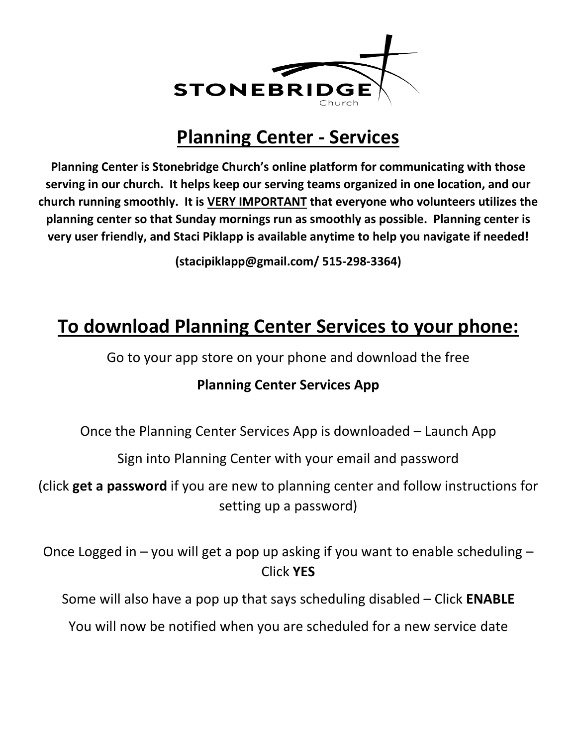STONEBRIDGE Church

# Planning Center - Services

**Planning Center is Stonebridge Church's online platform for communicating with those serving in our church. It helps keep our serving teams organized in one location, and our church running smoothly. It is VERY IMPORTANT that everyone who volunteers utilizes the planning center so that Sunday mornings run as smoothly as possible. Planning center is very user friendly, and Staci Piklapp is available anytime to help you navigate if needed!**

**(stacipiklapp@gmail.com/ 515-298-3364)**

# To download Planning Center Services to your phone:

Go to your app store on your phone and download the free

**Planning Center Services App**

Once the Planning Center Services App is downloaded – Launch App

Sign into Planning Center with your email and password

(click **get a password** if you are new to planning center and follow instructions for setting up a password)

Once Logged in – you will get a pop up asking if you want to enable scheduling – Click **YES**

Some will also have a pop up that says scheduling disabled – Click **ENABLE**

You will now be notified when you are scheduled for a new service date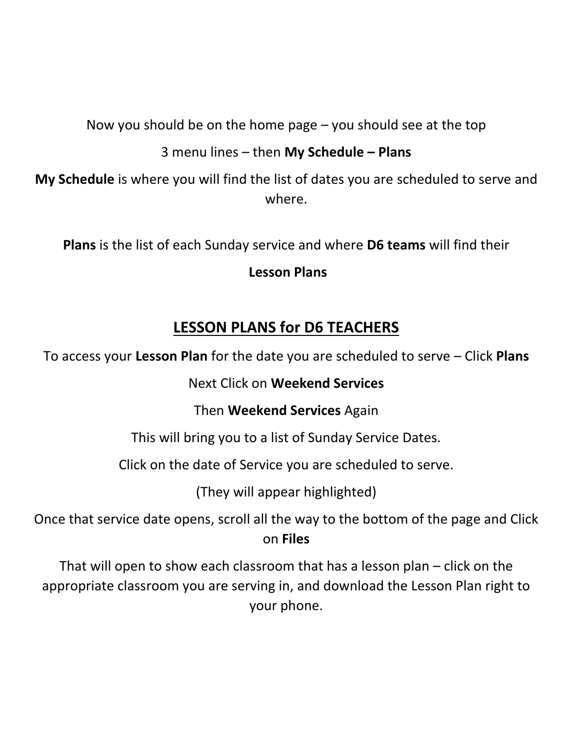Now you should be on the home page – you should see at the top

3 menu lines – then **My Schedule – Plans**

**My Schedule** is where you will find the list of dates you are scheduled to serve and where.

**Plans** is the list of each Sunday service and where **D6 teams** will find their

**Lesson Plans**

## LESSON PLANS for D6 TEACHERS

To access your **Lesson Plan** for the date you are scheduled to serve – Click **Plans**

Next Click on **Weekend Services**

Then **Weekend Services** Again

This will bring you to a list of Sunday Service Dates.

Click on the date of Service you are scheduled to serve.

(They will appear highlighted)

Once that service date opens, scroll all the way to the bottom of the page and Click on **Files**

That will open to show each classroom that has a lesson plan – click on the appropriate classroom you are serving in, and download the Lesson Plan right to your phone.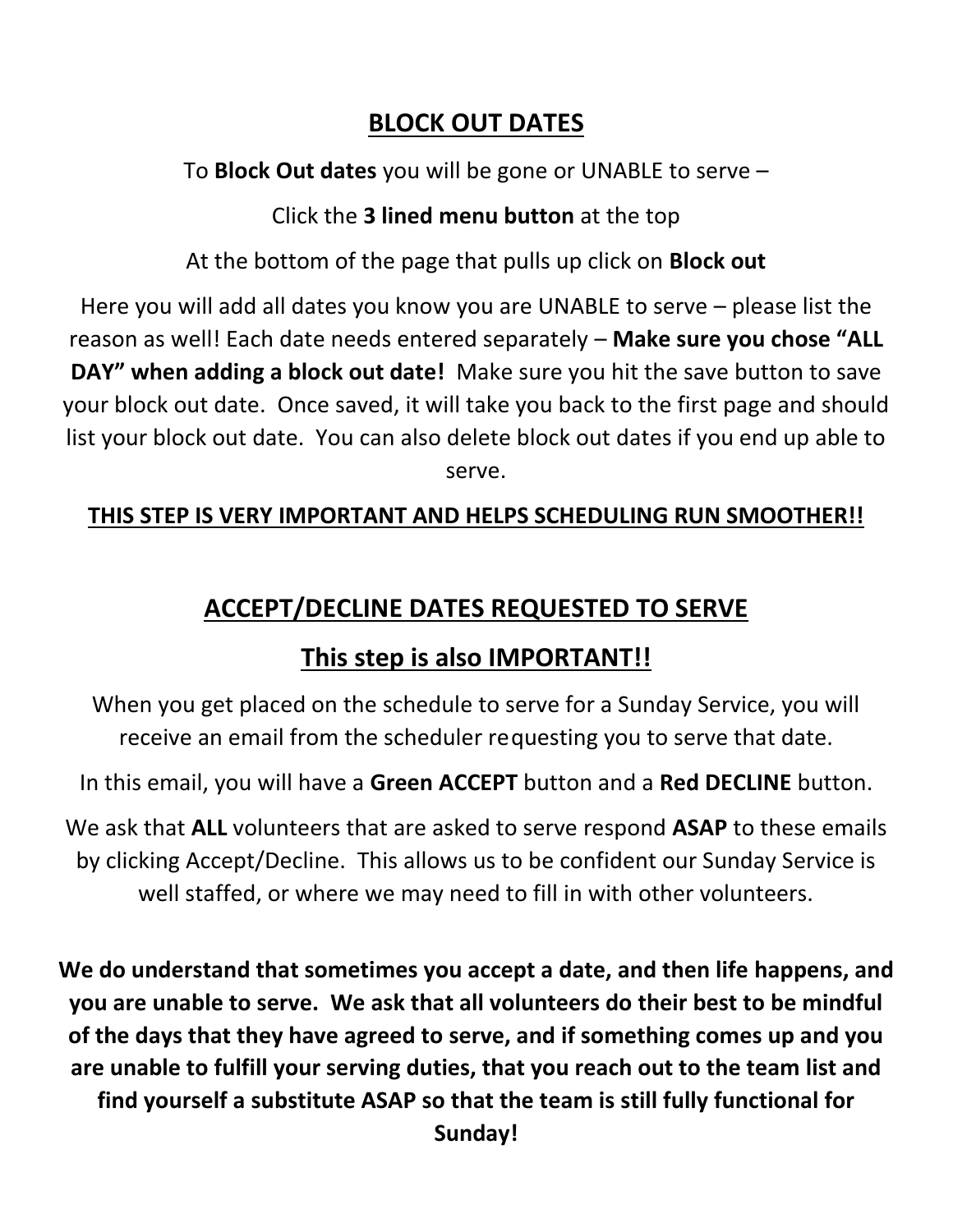## BLOCK OUT DATES

To **Block Out dates** you will be gone or UNABLE to serve –

Click the **3 lined menu button** at the top

At the bottom of the page that pulls up click on **Block out**

Here you will add all dates you know you are UNABLE to serve – please list the reason as well! Each date needs entered separately – **Make sure you chose "ALL DAY" when adding a block out date!** Make sure you hit the save button to save your block out date. Once saved, it will take you back to the first page and should list your block out date. You can also delete block out dates if you end up able to serve.

**THIS STEP IS VERY IMPORTANT AND HELPS SCHEDULING RUN SMOOTHER!!**

## ACCEPT/DECLINE DATES REQUESTED TO SERVE

### This step is also IMPORTANT!!

When you get placed on the schedule to serve for a Sunday Service, you will receive an email from the scheduler requesting you to serve that date.

In this email, you will have a **Green ACCEPT** button and a **Red DECLINE** button.

We ask that **ALL** volunteers that are asked to serve respond **ASAP** to these emails by clicking Accept/Decline. This allows us to be confident our Sunday Service is well staffed, or where we may need to fill in with other volunteers.

**We do understand that sometimes you accept a date, and then life happens, and you are unable to serve. We ask that all volunteers do their best to be mindful of the days that they have agreed to serve, and if something comes up and you are unable to fulfill your serving duties, that you reach out to the team list and find yourself a substitute ASAP so that the team is still fully functional for Sunday!**